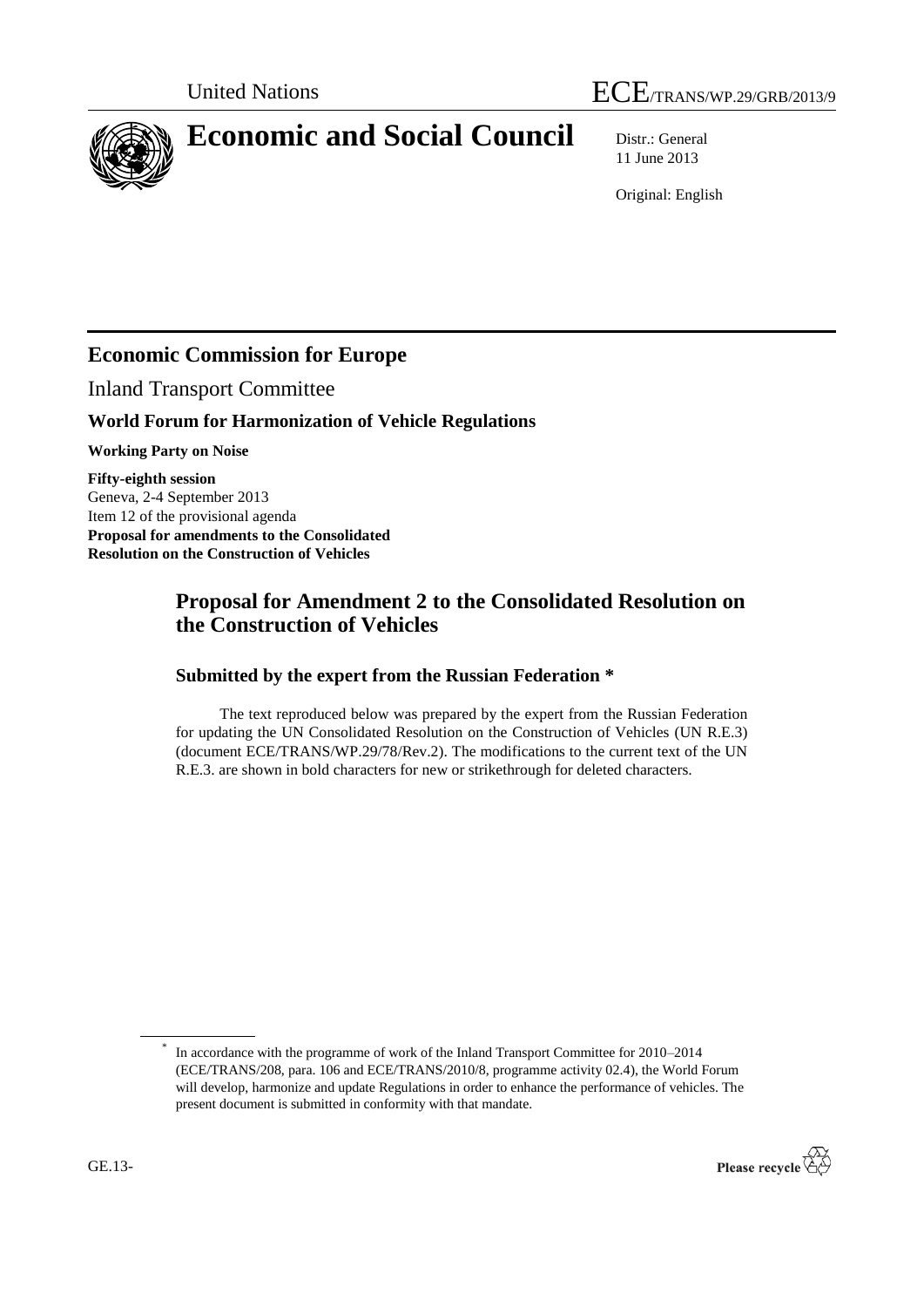United Nations

ECE/TRANS/WP.29/GRB/2013/9

# Economic and Social Council

Distr.: General
11 June 2013

Original: English

## Economic Commission for Europe

Inland Transport Committee

### World Forum for Harmonization of Vehicle Regulations

**Working Party on Noise**

**Fifty-eighth session**
Geneva, 2-4 September 2013
Item 12 of the provisional agenda
**Proposal for amendments to the Consolidated Resolution on the Construction of Vehicles**

## Proposal for Amendment 2 to the Consolidated Resolution on the Construction of Vehicles

### Submitted by the expert from the Russian Federation *

The text reproduced below was prepared by the expert from the Russian Federation for updating the UN Consolidated Resolution on the Construction of Vehicles (UN R.E.3) (document ECE/TRANS/WP.29/78/Rev.2). The modifications to the current text of the UN R.E.3. are shown in bold characters for new or strikethrough for deleted characters.

---

* In accordance with the programme of work of the Inland Transport Committee for 2010–2014 (ECE/TRANS/208, para. 106 and ECE/TRANS/2010/8, programme activity 02.4), the World Forum will develop, harmonize and update Regulations in order to enhance the performance of vehicles. The present document is submitted in conformity with that mandate.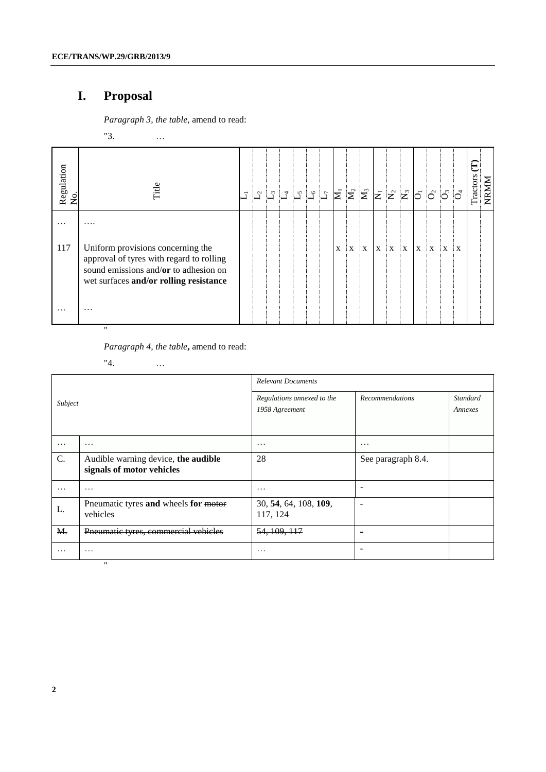# I. Proposal

*Paragraph 3, the table*, amend to read:

"3. …

| Regulation No. | Title | $L_1$ | $L_2$ | $L_3$ | $L_4$ | $L_5$ | $L_6$ | $L_7$ | $M_1$ | $M_2$ | $M_3$ | $N_1$ | $N_2$ | $N_3$ | $O_1$ | $O_2$ | $O_3$ | $O_4$ | Tractors **(T)** | NRMM |
|---|---|---|---|---|---|---|---|---|---|---|---|---|---|---|---|---|---|---|---|---|
| … | …. | | | | | | | | | | | | | | | | | | | |
| 117 | Uniform provisions concerning the approval of tyres with regard to rolling sound emissions and/**or** ~~to~~ adhesion on wet surfaces **and/or rolling resistance** | | | | | | | | x | x | x | x | x | x | x | x | x | x | | |
| … | … | | | | | | | | | | | | | | | | | | | |

"

*Paragraph 4, the table***,** amend to read:

"4. …

| Subject | | Relevant Documents | | |
|---|---|---|---|---|
| | | *Regulations annexed to the 1958 Agreement* | *Recommendations* | *Standard Annexes* |
| … | … | … | … | |
| C. | Audible warning device, **the audible signals of motor vehicles** | 28 | See paragraph 8.4. | |
| … | … | … | - | |
| L. | Pneumatic tyres **and** wheels **for** ~~motor~~ vehicles | 30, **54**, 64, 108, **109**, 117, 124 | - | |
| ~~M.~~ | ~~Pneumatic tyres, commercial vehicles~~ | ~~54, 109, 117~~ | ~~-~~ | |
| … | … | … | - | |

"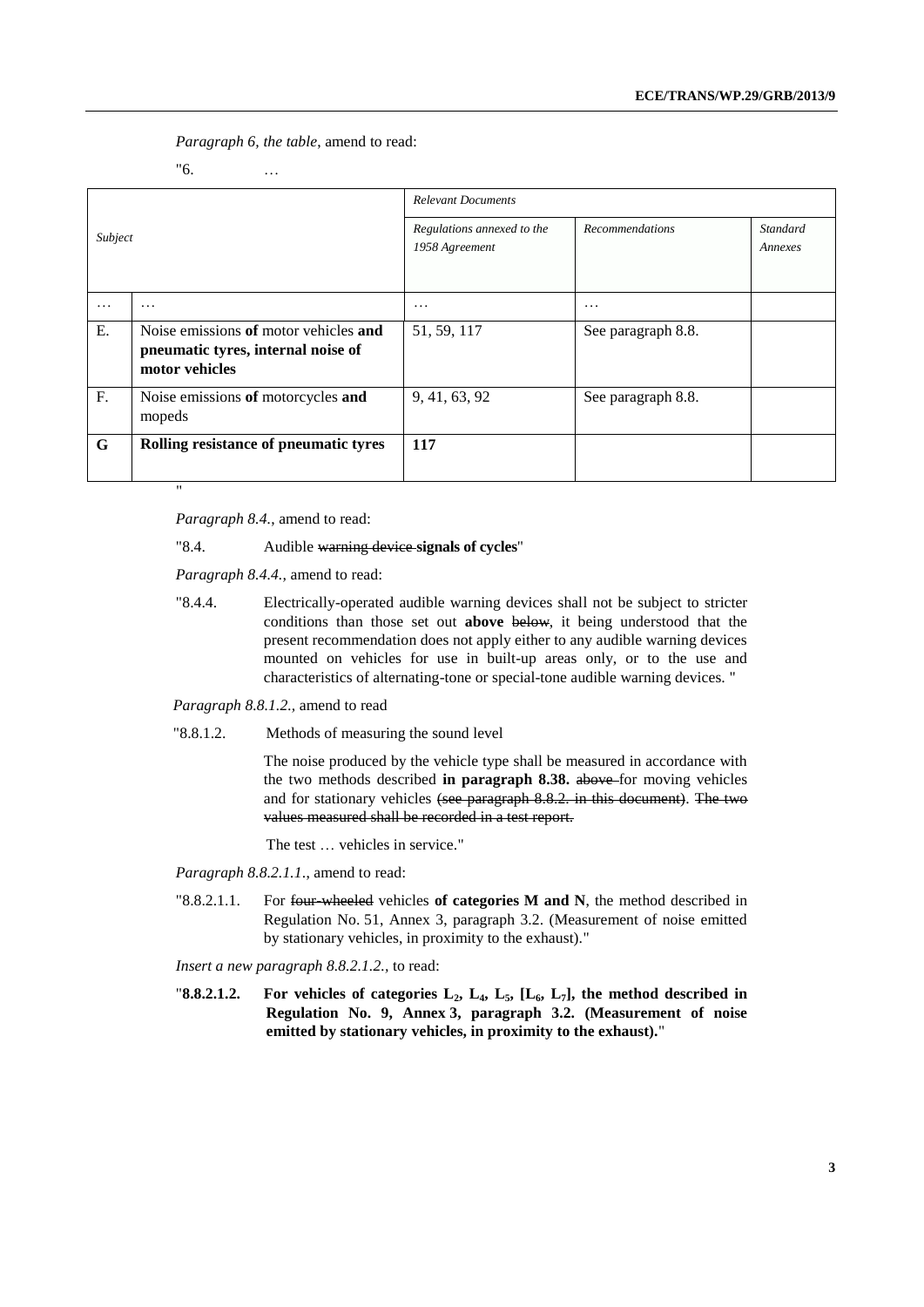*Paragraph 6, the table,* amend to read:

"6. …

| *Subject* | | *Relevant Documents* | | |
|---|---|---|---|---|
| | | *Regulations annexed to the 1958 Agreement* | *Recommendations* | *Standard Annexes* |
| … | … | … | … | |
| E. | Noise emissions **of** motor vehicles **and pneumatic tyres, internal noise of motor vehicles** | 51, 59, 117 | See paragraph 8.8. | |
| F. | Noise emissions **of** motorcycles **and** mopeds | 9, 41, 63, 92 | See paragraph 8.8. | |
| **G** | **Rolling resistance of pneumatic tyres** | **117** | | |

"

*Paragraph 8.4.,* amend to read:

"8.4. Audible ~~warning device~~ **signals of cycles**"

*Paragraph 8.4.4.,* amend to read:

"8.4.4. Electrically-operated audible warning devices shall not be subject to stricter conditions than those set out **above** ~~below~~, it being understood that the present recommendation does not apply either to any audible warning devices mounted on vehicles for use in built-up areas only, or to the use and characteristics of alternating-tone or special-tone audible warning devices. "

*Paragraph 8.8.1.2.,* amend to read

"8.8.1.2. Methods of measuring the sound level

The noise produced by the vehicle type shall be measured in accordance with the two methods described **in paragraph 8.38.** ~~above~~ for moving vehicles and for stationary vehicles ~~(see paragraph 8.8.2. in this document)~~. ~~The two values measured shall be recorded in a test report.~~

The test … vehicles in service."

*Paragraph 8.8.2.1.1.,* amend to read:

"8.8.2.1.1. For ~~four-wheeled~~ vehicles **of categories M and N**, the method described in Regulation No. 51, Annex 3, paragraph 3.2. (Measurement of noise emitted by stationary vehicles, in proximity to the exhaust)."

*Insert a new paragraph 8.8.2.1.2.,* to read:

"**8.8.2.1.2. For vehicles of categories $L_2$, $L_4$, $L_5$, [$L_6$, $L_7$], the method described in Regulation No. 9, Annex 3, paragraph 3.2. (Measurement of noise emitted by stationary vehicles, in proximity to the exhaust).**"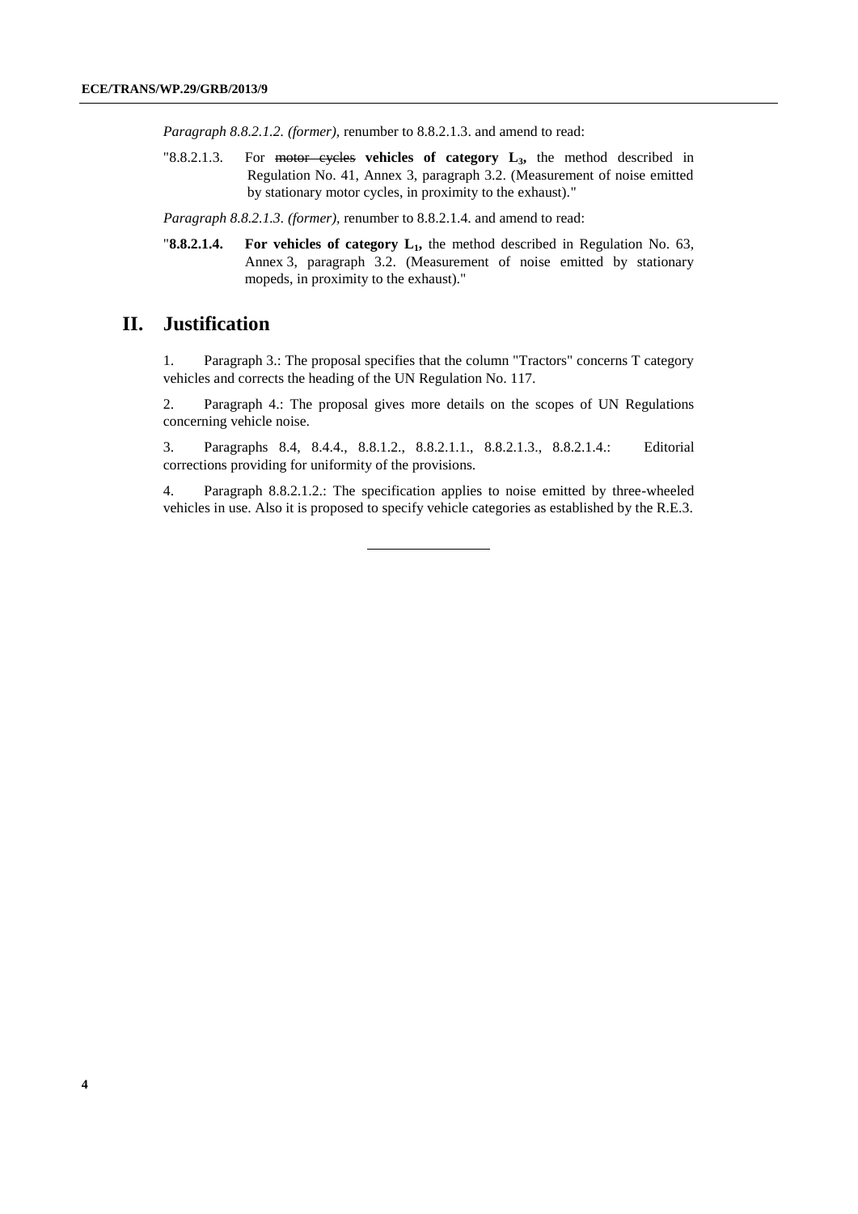*Paragraph 8.8.2.1.2. (former)*, renumber to 8.8.2.1.3. and amend to read:

"8.8.2.1.3. For ~~motor cycles~~ **vehicles of category $L_3$,** the method described in Regulation No. 41, Annex 3, paragraph 3.2. (Measurement of noise emitted by stationary motor cycles, in proximity to the exhaust)."

*Paragraph 8.8.2.1.3. (former)*, renumber to 8.8.2.1.4. and amend to read:

"**8.8.2.1.4. For vehicles of category $L_1$,** the method described in Regulation No. 63, Annex 3, paragraph 3.2. (Measurement of noise emitted by stationary mopeds, in proximity to the exhaust)."

## II. Justification

1. Paragraph 3.: The proposal specifies that the column "Tractors" concerns T category vehicles and corrects the heading of the UN Regulation No. 117.

2. Paragraph 4.: The proposal gives more details on the scopes of UN Regulations concerning vehicle noise.

3. Paragraphs 8.4, 8.4.4., 8.8.1.2., 8.8.2.1.1., 8.8.2.1.3., 8.8.2.1.4.: Editorial corrections providing for uniformity of the provisions.

4. Paragraph 8.8.2.1.2.: The specification applies to noise emitted by three-wheeled vehicles in use. Also it is proposed to specify vehicle categories as established by the R.E.3.